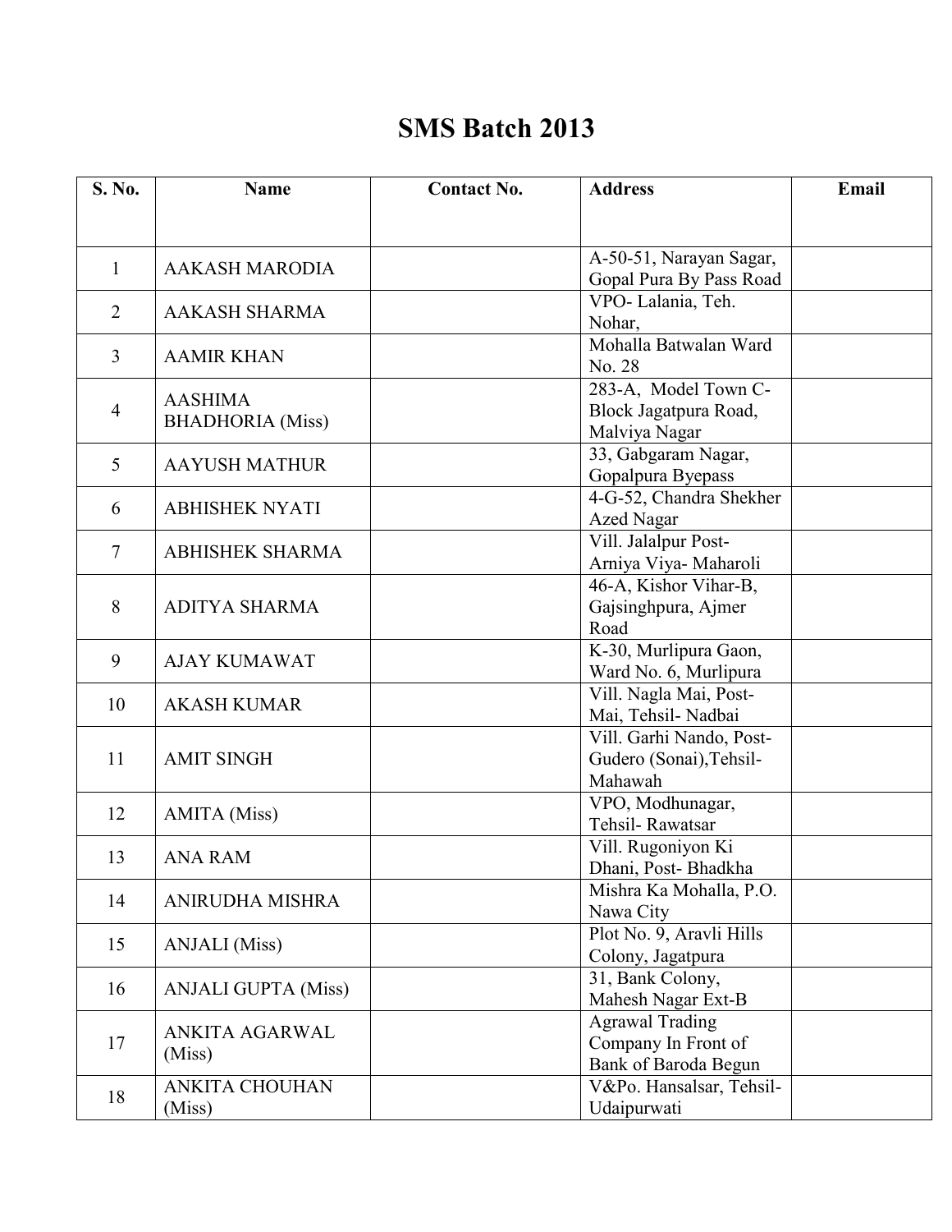# SMS Batch 2013

| S. No. | Name | Contact No. | Address | Email |
|---|---|---|---|---|
| 1 | AAKASH MARODIA | | A-50-51, Narayan Sagar, Gopal Pura By Pass Road | |
| 2 | AAKASH SHARMA | | VPO- Lalania, Teh. Nohar, | |
| 3 | AAMIR KHAN | | Mohalla Batwalan Ward No. 28 | |
| 4 | AASHIMA BHADHORIA (Miss) | | 283-A, Model Town C-Block Jagatpura Road, Malviya Nagar | |
| 5 | AAYUSH MATHUR | | 33, Gabgaram Nagar, Gopalpura Byepass | |
| 6 | ABHISHEK NYATI | | 4-G-52, Chandra Shekher Azed Nagar | |
| 7 | ABHISHEK SHARMA | | Vill. Jalalpur Post-Arniya Viya- Maharoli | |
| 8 | ADITYA SHARMA | | 46-A, Kishor Vihar-B, Gajsinghpura, Ajmer Road | |
| 9 | AJAY KUMAWAT | | K-30, Murlipura Gaon, Ward No. 6, Murlipura | |
| 10 | AKASH KUMAR | | Vill. Nagla Mai, Post-Mai, Tehsil- Nadbai | |
| 11 | AMIT SINGH | | Vill. Garhi Nando, Post-Gudero (Sonai),Tehsil-Mahawah | |
| 12 | AMITA (Miss) | | VPO, Modhunagar, Tehsil- Rawatsar | |
| 13 | ANA RAM | | Vill. Rugoniyon Ki Dhani, Post- Bhadkha | |
| 14 | ANIRUDHA MISHRA | | Mishra Ka Mohalla, P.O. Nawa City | |
| 15 | ANJALI (Miss) | | Plot No. 9, Aravli Hills Colony, Jagatpura | |
| 16 | ANJALI GUPTA (Miss) | | 31, Bank Colony, Mahesh Nagar Ext-B | |
| 17 | ANKITA AGARWAL (Miss) | | Agrawal Trading Company In Front of Bank of Baroda Begun | |
| 18 | ANKITA CHOUHAN (Miss) | | V&Po. Hansalsar, Tehsil-Udaipurwati | |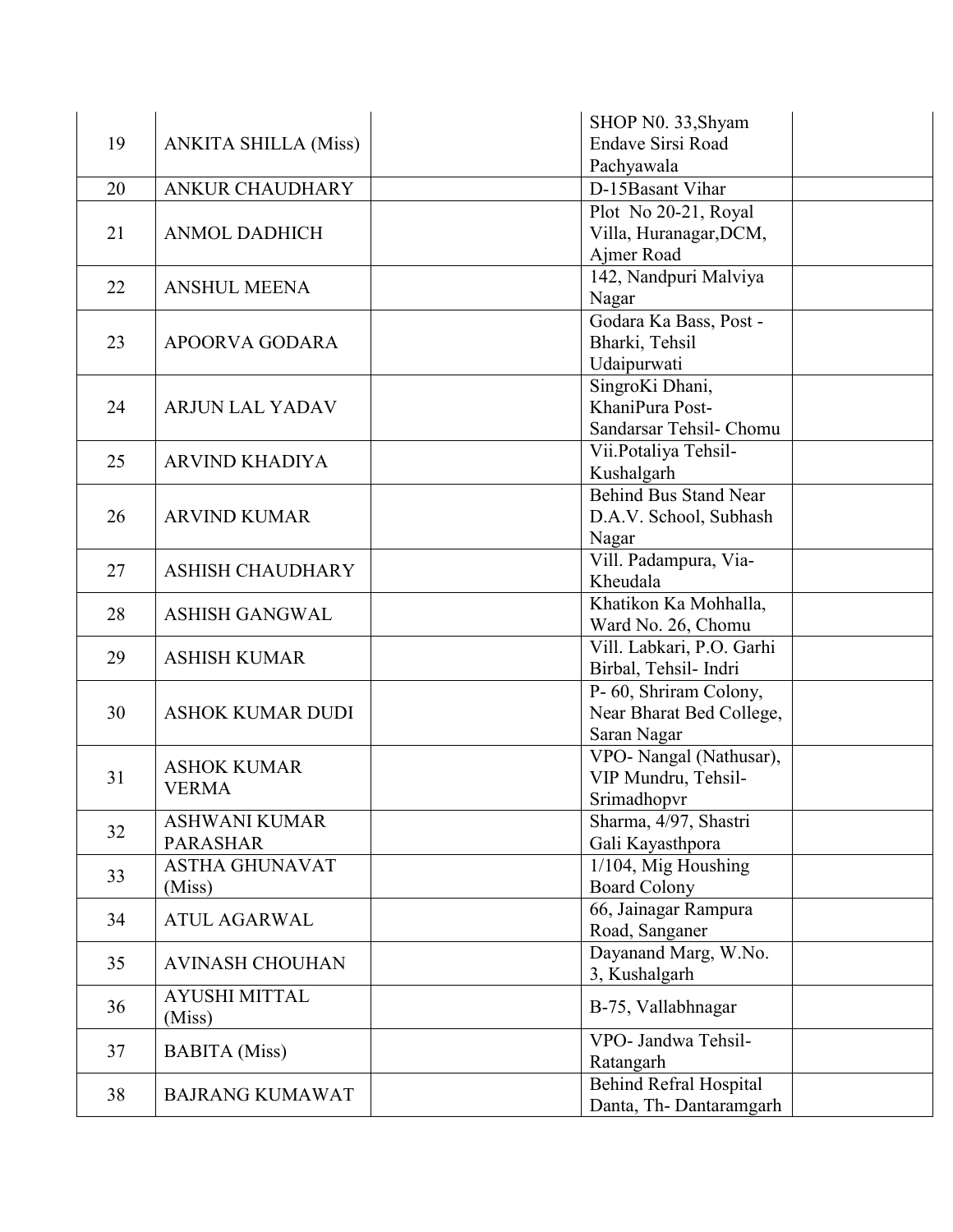| | | | | |
|---|---|---|---|---|
| 19 | ANKITA SHILLA (Miss) | | SHOP N0. 33,Shyam Endave Sirsi Road Pachyawala | |
| 20 | ANKUR CHAUDHARY | | D-15Basant Vihar | |
| 21 | ANMOL DADHICH | | Plot No 20-21, Royal Villa, Huranagar,DCM, Ajmer Road | |
| 22 | ANSHUL MEENA | | 142, Nandpuri Malviya Nagar | |
| 23 | APOORVA GODARA | | Godara Ka Bass, Post - Bharki, Tehsil Udaipurwati | |
| 24 | ARJUN LAL YADAV | | SingroKi Dhani, KhaniPura Post- Sandarsar Tehsil- Chomu | |
| 25 | ARVIND KHADIYA | | Vii.Potaliya Tehsil- Kushalgarh | |
| 26 | ARVIND KUMAR | | Behind Bus Stand Near D.A.V. School, Subhash Nagar | |
| 27 | ASHISH CHAUDHARY | | Vill. Padampura, Via- Kheudala | |
| 28 | ASHISH GANGWAL | | Khatikon Ka Mohhalla, Ward No. 26, Chomu | |
| 29 | ASHISH KUMAR | | Vill. Labkari, P.O. Garhi Birbal, Tehsil- Indri | |
| 30 | ASHOK KUMAR DUDI | | P- 60, Shriram Colony, Near Bharat Bed College, Saran Nagar | |
| 31 | ASHOK KUMAR VERMA | | VPO- Nangal (Nathusar), VIP Mundru, Tehsil- Srimadhopvr | |
| 32 | ASHWANI KUMAR PARASHAR | | Sharma, 4/97, Shastri Gali Kayasthpora | |
| 33 | ASTHA GHUNAVAT (Miss) | | 1/104, Mig Houshing Board Colony | |
| 34 | ATUL AGARWAL | | 66, Jainagar Rampura Road, Sanganer | |
| 35 | AVINASH CHOUHAN | | Dayanand Marg, W.No. 3, Kushalgarh | |
| 36 | AYUSHI MITTAL (Miss) | | B-75, Vallabhnagar | |
| 37 | BABITA (Miss) | | VPO- Jandwa Tehsil- Ratangarh | |
| 38 | BAJRANG KUMAWAT | | Behind Refral Hospital Danta, Th- Dantaramgarh | |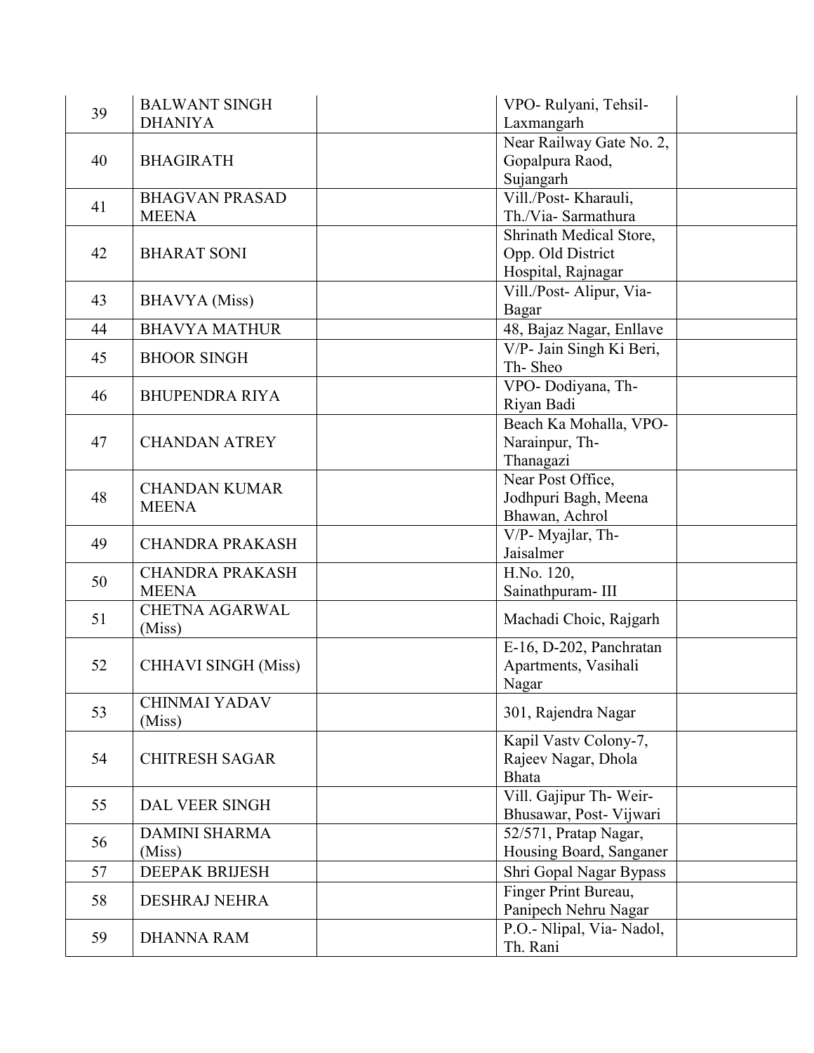| | | | | |
|---|---|---|---|---|
| 39 | BALWANT SINGH DHANIYA | | VPO- Rulyani, Tehsil-Laxmangarh | |
| 40 | BHAGIRATH | | Near Railway Gate No. 2, Gopalpura Raod, Sujangarh | |
| 41 | BHAGVAN PRASAD MEENA | | Vill./Post- Kharauli, Th./Via- Sarmathura | |
| 42 | BHARAT SONI | | Shrinath Medical Store, Opp. Old District Hospital, Rajnagar | |
| 43 | BHAVYA (Miss) | | Vill./Post- Alipur, Via-Bagar | |
| 44 | BHAVYA MATHUR | | 48, Bajaz Nagar, Enllave | |
| 45 | BHOOR SINGH | | V/P- Jain Singh Ki Beri, Th- Sheo | |
| 46 | BHUPENDRA RIYA | | VPO- Dodiyana, Th-Riyan Badi | |
| 47 | CHANDAN ATREY | | Beach Ka Mohalla, VPO-Narainpur, Th-Thanagazi | |
| 48 | CHANDAN KUMAR MEENA | | Near Post Office, Jodhpuri Bagh, Meena Bhawan, Achrol | |
| 49 | CHANDRA PRAKASH | | V/P- Myajlar, Th-Jaisalmer | |
| 50 | CHANDRA PRAKASH MEENA | | H.No. 120, Sainathpuram- III | |
| 51 | CHETNA AGARWAL (Miss) | | Machadi Choic, Rajgarh | |
| 52 | CHHAVI SINGH (Miss) | | E-16, D-202, Panchratan Apartments, Vasihali Nagar | |
| 53 | CHINMAI YADAV (Miss) | | 301, Rajendra Nagar | |
| 54 | CHITRESH SAGAR | | Kapil Vastv Colony-7, Rajeev Nagar, Dhola Bhata | |
| 55 | DAL VEER SINGH | | Vill. Gajipur Th- Weir-Bhusawar, Post- Vijwari | |
| 56 | DAMINI SHARMA (Miss) | | 52/571, Pratap Nagar, Housing Board, Sanganer | |
| 57 | DEEPAK BRIJESH | | Shri Gopal Nagar Bypass | |
| 58 | DESHRAJ NEHRA | | Finger Print Bureau, Panipech Nehru Nagar | |
| 59 | DHANNA RAM | | P.O.- Nlipal, Via- Nadol, Th. Rani | |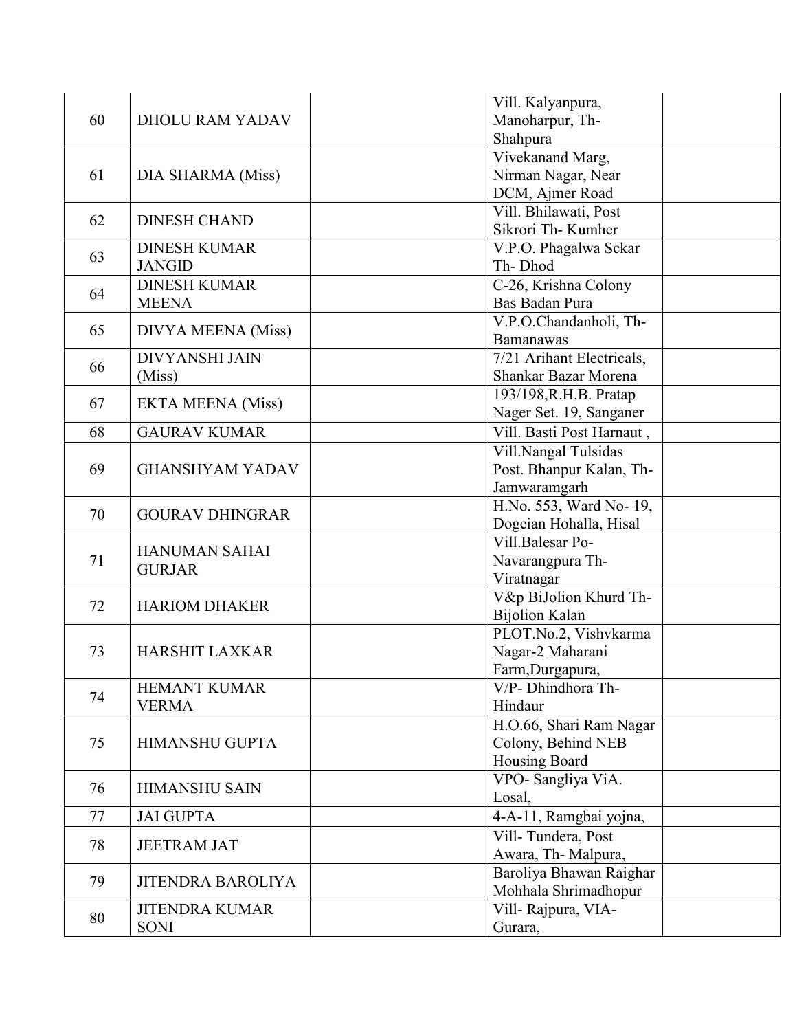| | | | | |
|---|---|---|---|---|
| 60 | DHOLU RAM YADAV | | Vill. Kalyanpura, Manoharpur, Th- Shahpura | |
| 61 | DIA SHARMA (Miss) | | Vivekanand Marg, Nirman Nagar, Near DCM, Ajmer Road | |
| 62 | DINESH CHAND | | Vill. Bhilawati, Post Sikrori Th- Kumher | |
| 63 | DINESH KUMAR JANGID | | V.P.O. Phagalwa Sckar Th- Dhod | |
| 64 | DINESH KUMAR MEENA | | C-26, Krishna Colony Bas Badan Pura | |
| 65 | DIVYA MEENA (Miss) | | V.P.O.Chandanholi, Th- Bamanawas | |
| 66 | DIVYANSHI JAIN (Miss) | | 7/21 Arihant Electricals, Shankar Bazar Morena | |
| 67 | EKTA MEENA (Miss) | | 193/198,R.H.B. Pratap Nager Set. 19, Sanganer | |
| 68 | GAURAV KUMAR | | Vill. Basti Post Harnaut , | |
| 69 | GHANSHYAM YADAV | | Vill.Nangal Tulsidas Post. Bhanpur Kalan, Th- Jamwaramgarh | |
| 70 | GOURAV DHINGRAR | | H.No. 553, Ward No- 19, Dogeian Hohalla, Hisal | |
| 71 | HANUMAN SAHAI GURJAR | | Vill.Balesar Po- Navarangpura Th- Viratnagar | |
| 72 | HARIOM DHAKER | | V&p BiJolion Khurd Th- Bijolion Kalan | |
| 73 | HARSHIT LAXKAR | | PLOT.No.2, Vishvkarma Nagar-2 Maharani Farm,Durgapura, | |
| 74 | HEMANT KUMAR VERMA | | V/P- Dhindhora Th- Hindaur | |
| 75 | HIMANSHU GUPTA | | H.O.66, Shari Ram Nagar Colony, Behind NEB Housing Board | |
| 76 | HIMANSHU SAIN | | VPO- Sangliya ViA. Losal, | |
| 77 | JAI GUPTA | | 4-A-11, Ramgbai yojna, | |
| 78 | JEETRAM JAT | | Vill- Tundera, Post Awara, Th- Malpura, | |
| 79 | JITENDRA BAROLIYA | | Baroliya Bhawan Raighar Mohhala Shrimadhopur | |
| 80 | JITENDRA KUMAR SONI | | Vill- Rajpura, VIA- Gurara, | |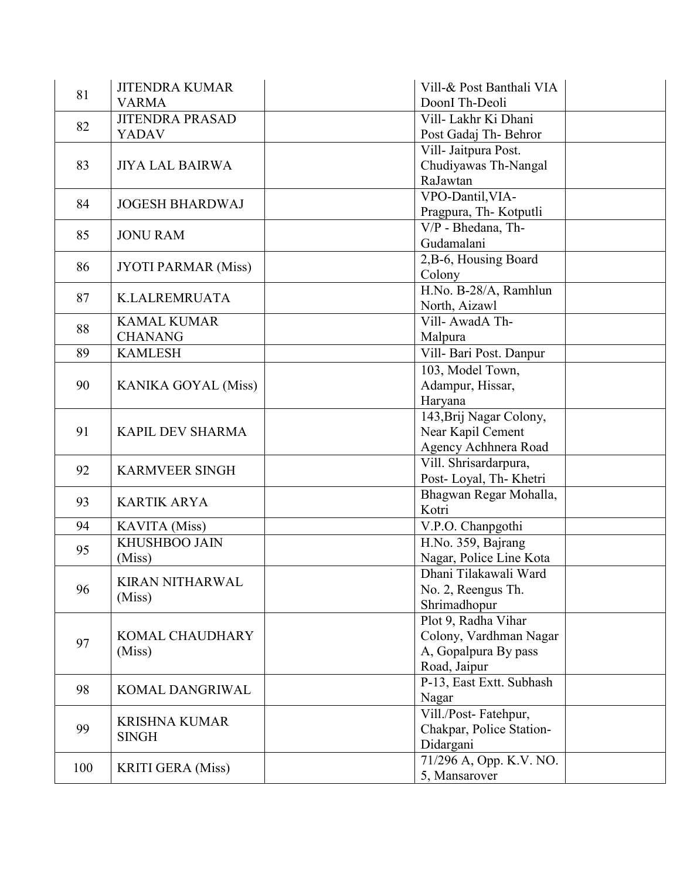| 81 | JITENDRA KUMAR VARMA | | Vill-& Post Banthali VIA DoonI Th-Deoli | |
|---|---|---|---|---|
| 82 | JITENDRA PRASAD YADAV | | Vill- Lakhr Ki Dhani Post Gadaj Th- Behror | |
| 83 | JIYA LAL BAIRWA | | Vill- Jaitpura Post. Chudiyawas Th-Nangal RaJawtan | |
| 84 | JOGESH BHARDWAJ | | VPO-Dantil,VIA-Pragpura, Th- Kotputli | |
| 85 | JONU RAM | | V/P - Bhedana, Th-Gudamalani | |
| 86 | JYOTI PARMAR (Miss) | | 2,B-6, Housing Board Colony | |
| 87 | K.LALREMRUATA | | H.No. B-28/A, Ramhlun North, Aizawl | |
| 88 | KAMAL KUMAR CHANANG | | Vill- AwadA Th-Malpura | |
| 89 | KAMLESH | | Vill- Bari Post. Danpur | |
| 90 | KANIKA GOYAL (Miss) | | 103, Model Town, Adampur, Hissar, Haryana | |
| 91 | KAPIL DEV SHARMA | | 143,Brij Nagar Colony, Near Kapil Cement Agency Achhnera Road | |
| 92 | KARMVEER SINGH | | Vill. Shrisardarpura, Post- Loyal, Th- Khetri | |
| 93 | KARTIK ARYA | | Bhagwan Regar Mohalla, Kotri | |
| 94 | KAVITA (Miss) | | V.P.O. Chanpgothi | |
| 95 | KHUSHBOO JAIN (Miss) | | H.No. 359, Bajrang Nagar, Police Line Kota | |
| 96 | KIRAN NITHARWAL (Miss) | | Dhani Tilakawali Ward No. 2, Reengus Th. Shrimadhopur | |
| 97 | KOMAL CHAUDHARY (Miss) | | Plot 9, Radha Vihar Colony, Vardhman Nagar A, Gopalpura By pass Road, Jaipur | |
| 98 | KOMAL DANGRIWAL | | P-13, East Extt. Subhash Nagar | |
| 99 | KRISHNA KUMAR SINGH | | Vill./Post- Fatehpur, Chakpar, Police Station-Didargani | |
| 100 | KRITI GERA (Miss) | | 71/296 A, Opp. K.V. NO. 5, Mansarover | |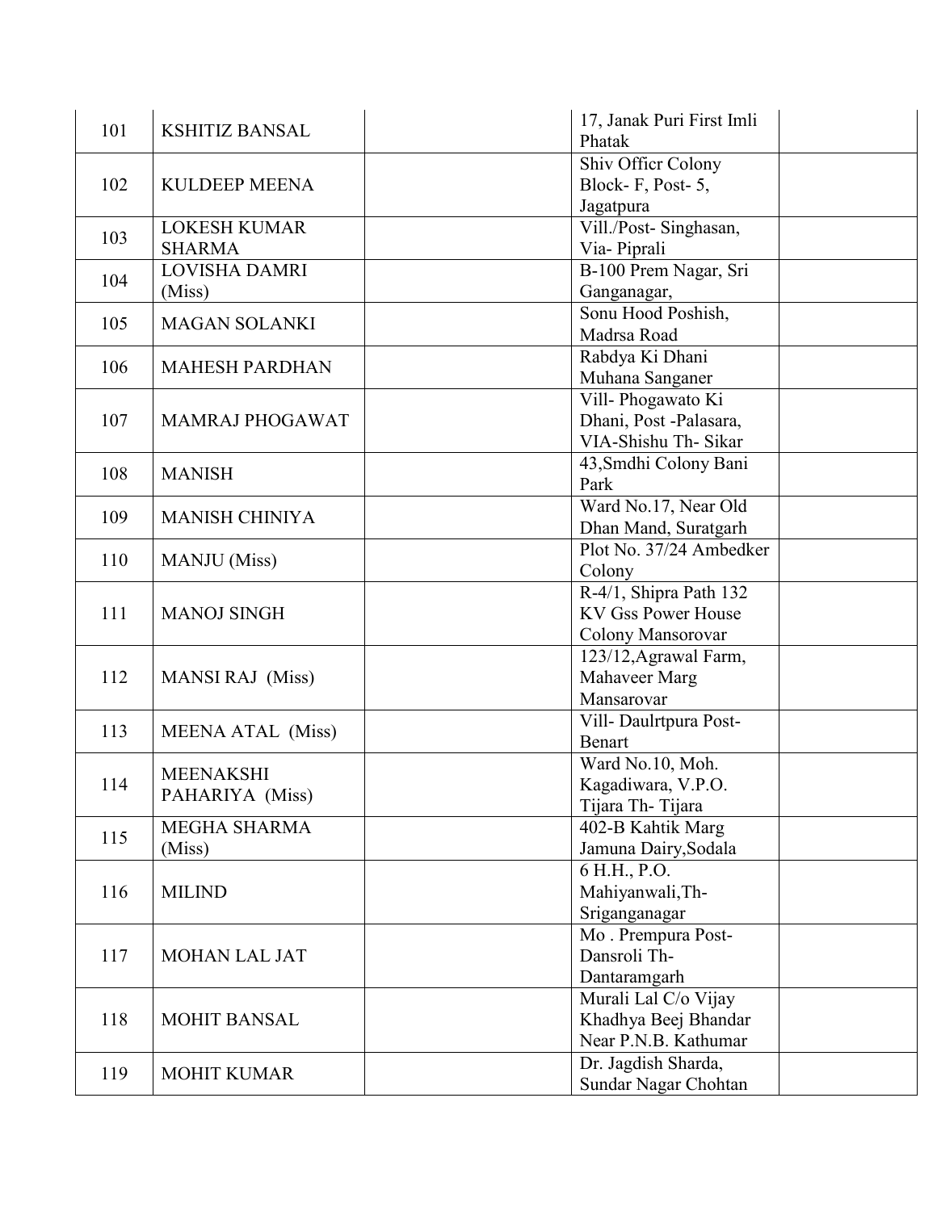| 101 | KSHITIZ BANSAL | | 17, Janak Puri First Imli Phatak | |
|---|---|---|---|---|
| 102 | KULDEEP MEENA | | Shiv Officr Colony Block- F, Post- 5, Jagatpura | |
| 103 | LOKESH KUMAR SHARMA | | Vill./Post- Singhasan, Via- Piprali | |
| 104 | LOVISHA DAMRI (Miss) | | B-100 Prem Nagar, Sri Ganganagar, | |
| 105 | MAGAN SOLANKI | | Sonu Hood Poshish, Madrsa Road | |
| 106 | MAHESH PARDHAN | | Rabdya Ki Dhani Muhana Sanganer | |
| 107 | MAMRAJ PHOGAWAT | | Vill- Phogawato Ki Dhani, Post -Palasara, VIA-Shishu Th- Sikar | |
| 108 | MANISH | | 43,Smdhi Colony Bani Park | |
| 109 | MANISH CHINIYA | | Ward No.17, Near Old Dhan Mand, Suratgarh | |
| 110 | MANJU (Miss) | | Plot No. 37/24 Ambedker Colony | |
| 111 | MANOJ SINGH | | R-4/1, Shipra Path 132 KV Gss Power House Colony Mansorovar | |
| 112 | MANSI RAJ (Miss) | | 123/12,Agrawal Farm, Mahaveer Marg Mansarovar | |
| 113 | MEENA ATAL (Miss) | | Vill- Daulrtpura Post- Benart | |
| 114 | MEENAKSHI PAHARIYA (Miss) | | Ward No.10, Moh. Kagadiwara, V.P.O. Tijara Th- Tijara | |
| 115 | MEGHA SHARMA (Miss) | | 402-B Kahtik Marg Jamuna Dairy,Sodala | |
| 116 | MILIND | | 6 H.H., P.O. Mahiyanwali,Th- Sriganganagar | |
| 117 | MOHAN LAL JAT | | Mo . Prempura Post- Dansroli Th- Dantaramgarh | |
| 118 | MOHIT BANSAL | | Murali Lal C/o Vijay Khadhya Beej Bhandar Near P.N.B. Kathumar | |
| 119 | MOHIT KUMAR | | Dr. Jagdish Sharda, Sundar Nagar Chohtan | |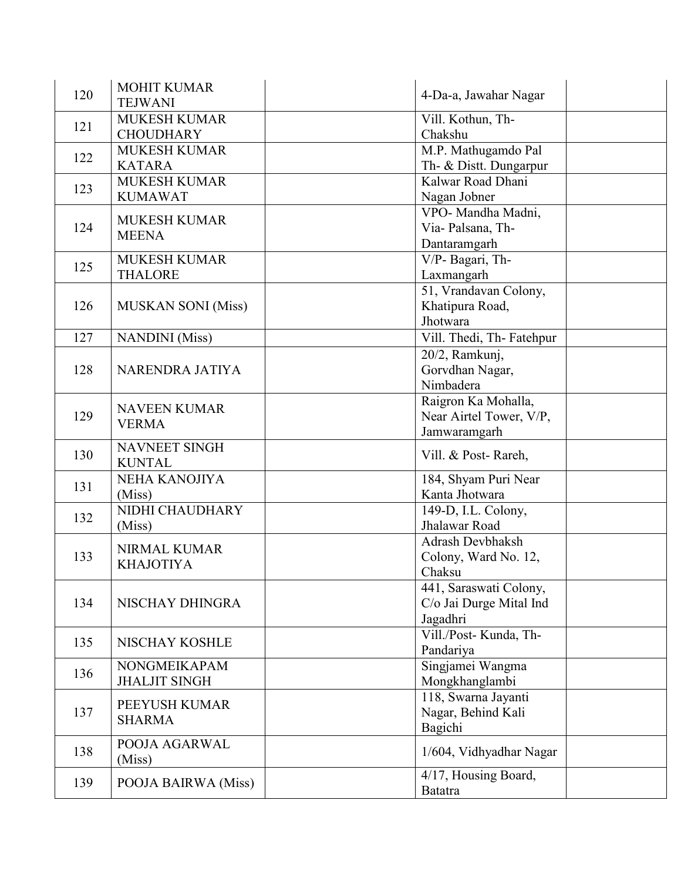| | | | | |
|---|---|---|---|---|
| 120 | MOHIT KUMAR TEJWANI | | 4-Da-a, Jawahar Nagar | |
| 121 | MUKESH KUMAR CHOUDHARY | | Vill. Kothun, Th- Chakshu | |
| 122 | MUKESH KUMAR KATARA | | M.P. Mathugamdo Pal Th- & Distt. Dungarpur | |
| 123 | MUKESH KUMAR KUMAWAT | | Kalwar Road Dhani Nagan Jobner | |
| 124 | MUKESH KUMAR MEENA | | VPO- Mandha Madni, Via- Palsana, Th- Dantaramgarh | |
| 125 | MUKESH KUMAR THALORE | | V/P- Bagari, Th- Laxmangarh | |
| 126 | MUSKAN SONI (Miss) | | 51, Vrandavan Colony, Khatipura Road, Jhotwara | |
| 127 | NANDINI (Miss) | | Vill. Thedi, Th- Fatehpur | |
| 128 | NARENDRA JATIYA | | 20/2, Ramkunj, Gorvdhan Nagar, Nimbadera | |
| 129 | NAVEEN KUMAR VERMA | | Raigron Ka Mohalla, Near Airtel Tower, V/P, Jamwaramgarh | |
| 130 | NAVNEET SINGH KUNTAL | | Vill. & Post- Rareh, | |
| 131 | NEHA KANOJIYA (Miss) | | 184, Shyam Puri Near Kanta Jhotwara | |
| 132 | NIDHI CHAUDHARY (Miss) | | 149-D, I.L. Colony, Jhalawar Road | |
| 133 | NIRMAL KUMAR KHAJOTIYA | | Adrash Devbhaksh Colony, Ward No. 12, Chaksu | |
| 134 | NISCHAY DHINGRA | | 441, Saraswati Colony, C/o Jai Durge Mital Ind Jagadhri | |
| 135 | NISCHAY KOSHLE | | Vill./Post- Kunda, Th- Pandariya | |
| 136 | NONGMEIKAPAM JHALJIT SINGH | | Singjamei Wangma Mongkhanglambi | |
| 137 | PEEYUSH KUMAR SHARMA | | 118, Swarna Jayanti Nagar, Behind Kali Bagichi | |
| 138 | POOJA AGARWAL (Miss) | | 1/604, Vidhyadhar Nagar | |
| 139 | POOJA BAIRWA (Miss) | | 4/17, Housing Board, Batatra | |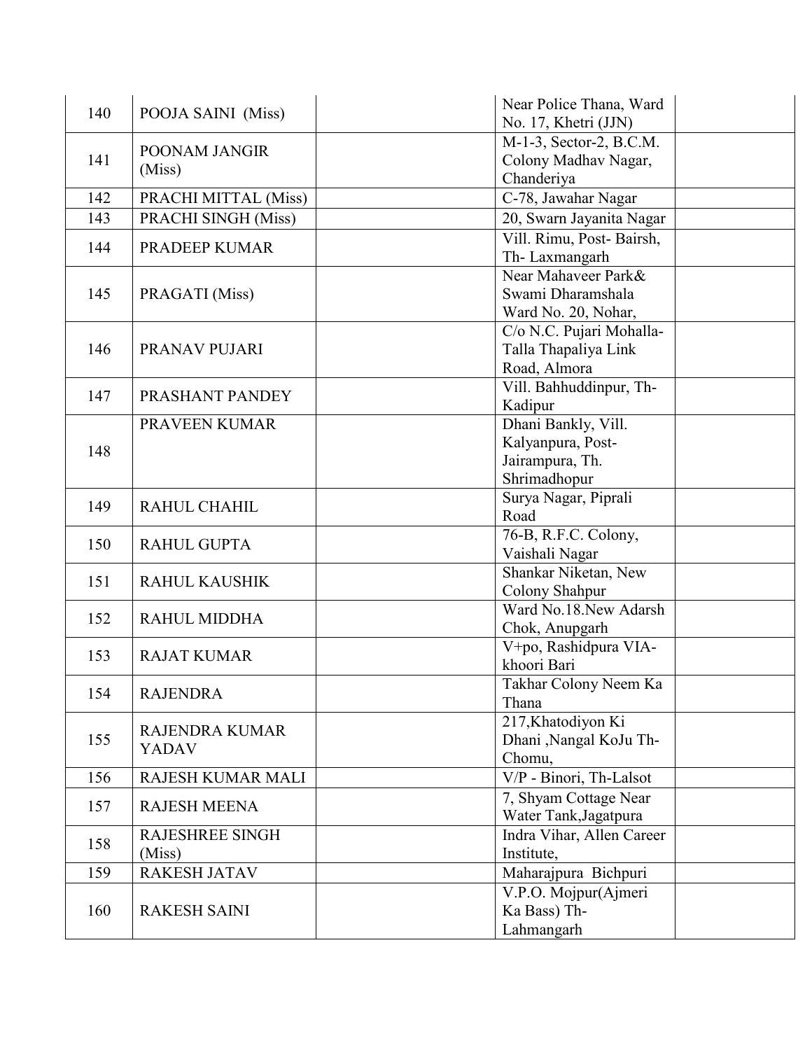| 140 | POOJA SAINI (Miss) | | Near Police Thana, Ward No. 17, Khetri (JJN) | |
|---|---|---|---|---|
| 141 | POONAM JANGIR (Miss) | | M-1-3, Sector-2, B.C.M. Colony Madhav Nagar, Chanderiya | |
| 142 | PRACHI MITTAL (Miss) | | C-78, Jawahar Nagar | |
| 143 | PRACHI SINGH (Miss) | | 20, Swarn Jayanita Nagar | |
| 144 | PRADEEP KUMAR | | Vill. Rimu, Post- Bairsh, Th- Laxmangarh | |
| 145 | PRAGATI (Miss) | | Near Mahaveer Park& Swami Dharamshala Ward No. 20, Nohar, | |
| 146 | PRANAV PUJARI | | C/o N.C. Pujari Mohalla-Talla Thapaliya Link Road, Almora | |
| 147 | PRASHANT PANDEY | | Vill. Bahhuddinpur, Th-Kadipur | |
| 148 | PRAVEEN KUMAR | | Dhani Bankly, Vill. Kalyanpura, Post-Jairampura, Th. Shrimadhopur | |
| 149 | RAHUL CHAHIL | | Surya Nagar, Piprali Road | |
| 150 | RAHUL GUPTA | | 76-B, R.F.C. Colony, Vaishali Nagar | |
| 151 | RAHUL KAUSHIK | | Shankar Niketan, New Colony Shahpur | |
| 152 | RAHUL MIDDHA | | Ward No.18.New Adarsh Chok, Anupgarh | |
| 153 | RAJAT KUMAR | | V+po, Rashidpura VIA-khoori Bari | |
| 154 | RAJENDRA | | Takhar Colony Neem Ka Thana | |
| 155 | RAJENDRA KUMAR YADAV | | 217,Khatodiyon Ki Dhani ,Nangal KoJu Th-Chomu, | |
| 156 | RAJESH KUMAR MALI | | V/P - Binori, Th-Lalsot | |
| 157 | RAJESH MEENA | | 7, Shyam Cottage Near Water Tank,Jagatpura | |
| 158 | RAJESHREE SINGH (Miss) | | Indra Vihar, Allen Career Institute, | |
| 159 | RAKESH JATAV | | Maharajpura Bichpuri | |
| 160 | RAKESH SAINI | | V.P.O. Mojpur(Ajmeri Ka Bass) Th-Lahmangarh | |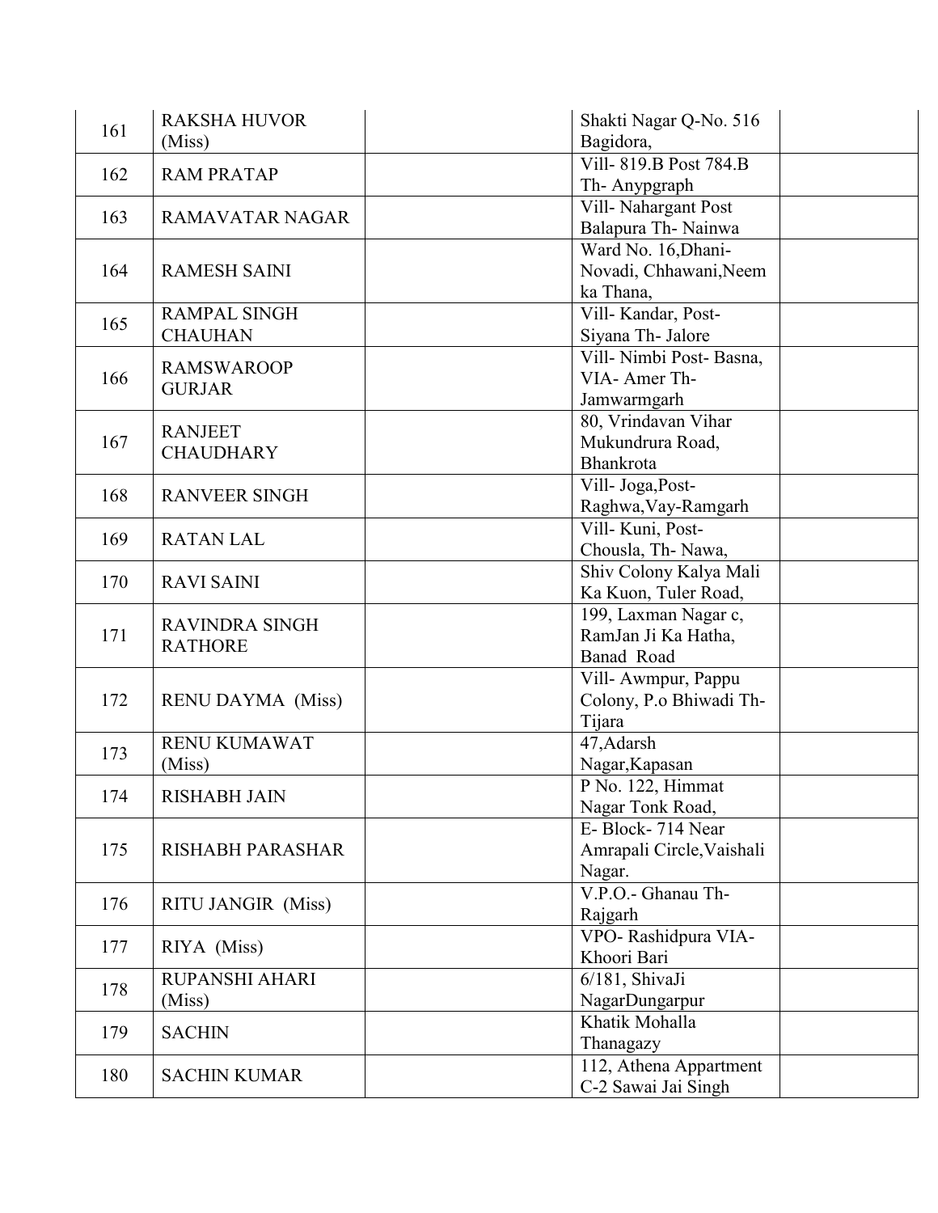| 161 | RAKSHA HUVOR (Miss) | | Shakti Nagar Q-No. 516 Bagidora, | |
|---|---|---|---|---|
| 162 | RAM PRATAP | | Vill- 819.B Post 784.B Th- Anypgraph | |
| 163 | RAMAVATAR NAGAR | | Vill- Nahargant Post Balapura Th- Nainwa | |
| 164 | RAMESH SAINI | | Ward No. 16,Dhani-Novadi, Chhawani,Neem ka Thana, | |
| 165 | RAMPAL SINGH CHAUHAN | | Vill- Kandar, Post-Siyana Th- Jalore | |
| 166 | RAMSWAROOP GURJAR | | Vill- Nimbi Post- Basna, VIA- Amer Th-Jamwarmgarh | |
| 167 | RANJEET CHAUDHARY | | 80, Vrindavan Vihar Mukundrura Road, Bhankrota | |
| 168 | RANVEER SINGH | | Vill- Joga,Post-Raghwa,Vay-Ramgarh | |
| 169 | RATAN LAL | | Vill- Kuni, Post-Chousla, Th- Nawa, | |
| 170 | RAVI SAINI | | Shiv Colony Kalya Mali Ka Kuon, Tuler Road, | |
| 171 | RAVINDRA SINGH RATHORE | | 199, Laxman Nagar c, RamJan Ji Ka Hatha, Banad Road | |
| 172 | RENU DAYMA (Miss) | | Vill- Awmpur, Pappu Colony, P.o Bhiwadi Th-Tijara | |
| 173 | RENU KUMAWAT (Miss) | | 47,Adarsh Nagar,Kapasan | |
| 174 | RISHABH JAIN | | P No. 122, Himmat Nagar Tonk Road, | |
| 175 | RISHABH PARASHAR | | E- Block- 714 Near Amrapali Circle,Vaishali Nagar. | |
| 176 | RITU JANGIR (Miss) | | V.P.O.- Ghanau Th-Rajgarh | |
| 177 | RIYA (Miss) | | VPO- Rashidpura VIA-Khoori Bari | |
| 178 | RUPANSHI AHARI (Miss) | | 6/181, ShivaJi NagarDungarpur | |
| 179 | SACHIN | | Khatik Mohalla Thanagazy | |
| 180 | SACHIN KUMAR | | 112, Athena Appartment C-2 Sawai Jai Singh | |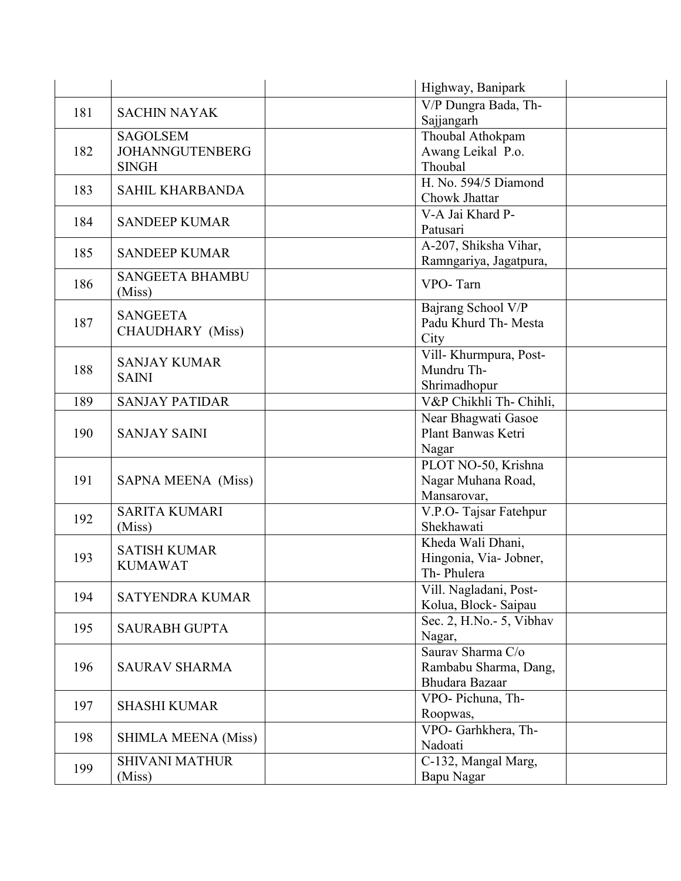| | | | | |
|---|---|---|---|---|
| | | | Highway, Banipark | |
| 181 | SACHIN NAYAK | | V/P Dungra Bada, Th- Sajjangarh | |
| 182 | SAGOLSEM JOHANNGUTENBERG SINGH | | Thoubal Athokpam Awang Leikal P.o. Thoubal | |
| 183 | SAHIL KHARBANDA | | H. No. 594/5 Diamond Chowk Jhattar | |
| 184 | SANDEEP KUMAR | | V-A Jai Khard P-Patusari | |
| 185 | SANDEEP KUMAR | | A-207, Shiksha Vihar, Ramngariya, Jagatpura, | |
| 186 | SANGEETA BHAMBU (Miss) | | VPO- Tarn | |
| 187 | SANGEETA CHAUDHARY (Miss) | | Bajrang School V/P Padu Khurd Th- Mesta City | |
| 188 | SANJAY KUMAR SAINI | | Vill- Khurmpura, Post- Mundru Th- Shrimadhopur | |
| 189 | SANJAY PATIDAR | | V&P Chikhli Th- Chihli, | |
| 190 | SANJAY SAINI | | Near Bhagwati Gasoe Plant Banwas Ketri Nagar | |
| 191 | SAPNA MEENA (Miss) | | PLOT NO-50, Krishna Nagar Muhana Road, Mansarovar, | |
| 192 | SARITA KUMARI (Miss) | | V.P.O- Tajsar Fatehpur Shekhawati | |
| 193 | SATISH KUMAR KUMAWAT | | Kheda Wali Dhani, Hingonia, Via- Jobner, Th- Phulera | |
| 194 | SATYENDRA KUMAR | | Vill. Nagladani, Post- Kolua, Block- Saipau | |
| 195 | SAURABH GUPTA | | Sec. 2, H.No.- 5, Vibhav Nagar, | |
| 196 | SAURAV SHARMA | | Saurav Sharma C/o Rambabu Sharma, Dang, Bhudara Bazaar | |
| 197 | SHASHI KUMAR | | VPO- Pichuna, Th- Roopwas, | |
| 198 | SHIMLA MEENA (Miss) | | VPO- Garhkhera, Th- Nadoati | |
| 199 | SHIVANI MATHUR (Miss) | | C-132, Mangal Marg, Bapu Nagar | |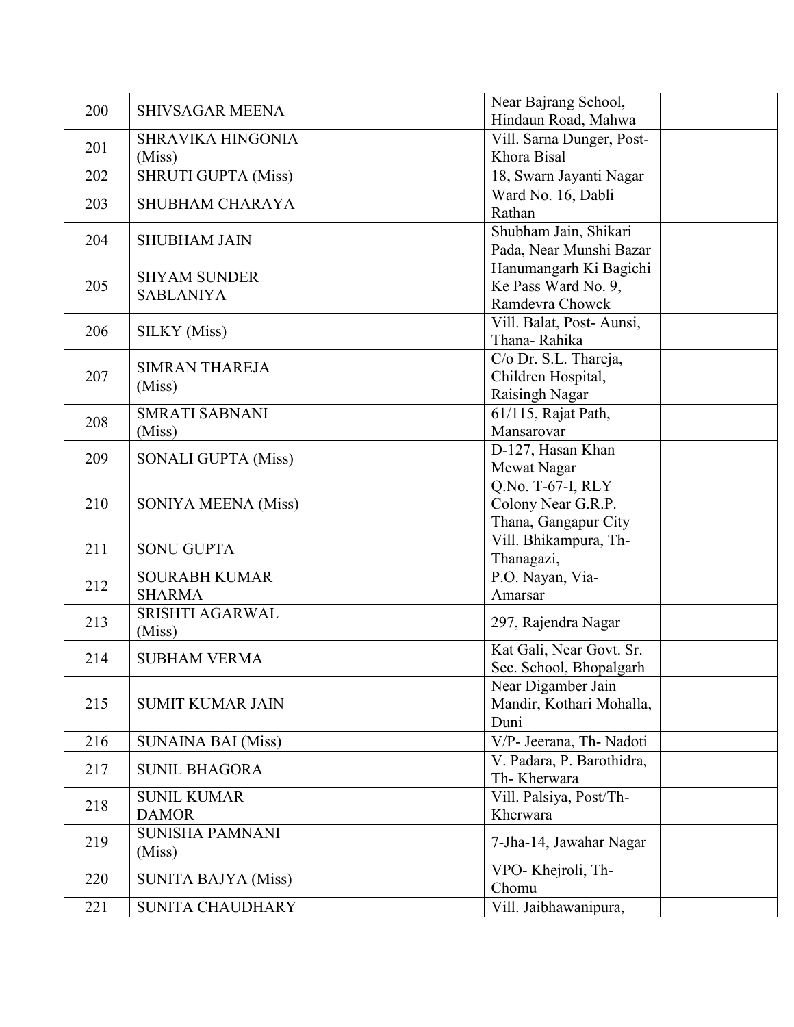| | | | | |
|---|---|---|---|---|
| 200 | SHIVSAGAR MEENA | | Near Bajrang School, Hindaun Road, Mahwa | |
| 201 | SHRAVIKA HINGONIA (Miss) | | Vill. Sarna Dunger, Post- Khora Bisal | |
| 202 | SHRUTI GUPTA (Miss) | | 18, Swarn Jayanti Nagar | |
| 203 | SHUBHAM CHARAYA | | Ward No. 16, Dabli Rathan | |
| 204 | SHUBHAM JAIN | | Shubham Jain, Shikari Pada, Near Munshi Bazar | |
| 205 | SHYAM SUNDER SABLANIYA | | Hanumangarh Ki Bagichi Ke Pass Ward No. 9, Ramdevra Chowck | |
| 206 | SILKY (Miss) | | Vill. Balat, Post- Aunsi, Thana- Rahika | |
| 207 | SIMRAN THAREJA (Miss) | | C/o Dr. S.L. Thareja, Children Hospital, Raisingh Nagar | |
| 208 | SMRATI SABNANI (Miss) | | 61/115, Rajat Path, Mansarovar | |
| 209 | SONALI GUPTA (Miss) | | D-127, Hasan Khan Mewat Nagar | |
| 210 | SONIYA MEENA (Miss) | | Q.No. T-67-I, RLY Colony Near G.R.P. Thana, Gangapur City | |
| 211 | SONU GUPTA | | Vill. Bhikampura, Th- Thanagazi, | |
| 212 | SOURABH KUMAR SHARMA | | P.O. Nayan, Via- Amarsar | |
| 213 | SRISHTI AGARWAL (Miss) | | 297, Rajendra Nagar | |
| 214 | SUBHAM VERMA | | Kat Gali, Near Govt. Sr. Sec. School, Bhopalgarh | |
| 215 | SUMIT KUMAR JAIN | | Near Digamber Jain Mandir, Kothari Mohalla, Duni | |
| 216 | SUNAINA BAI (Miss) | | V/P- Jeerana, Th- Nadoti | |
| 217 | SUNIL BHAGORA | | V. Padara, P. Barothidra, Th- Kherwara | |
| 218 | SUNIL KUMAR DAMOR | | Vill. Palsiya, Post/Th- Kherwara | |
| 219 | SUNISHA PAMNANI (Miss) | | 7-Jha-14, Jawahar Nagar | |
| 220 | SUNITA BAJYA (Miss) | | VPO- Khejroli, Th- Chomu | |
| 221 | SUNITA CHAUDHARY | | Vill. Jaibhawanipura, | |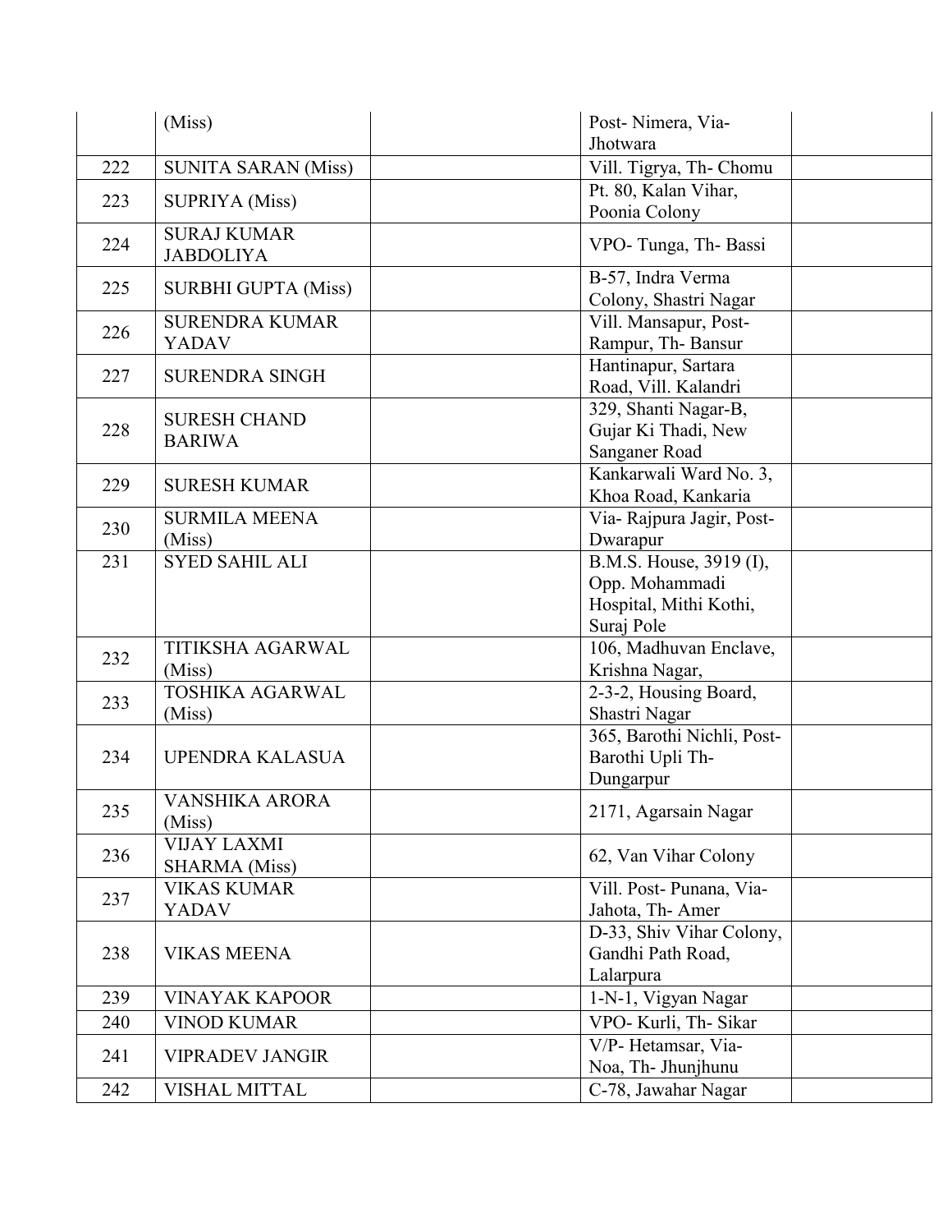|     | (Miss) | | Post- Nimera, Via- Jhotwara | |
|---|---|---|---|---|
| 222 | SUNITA SARAN (Miss) | | Vill. Tigrya, Th- Chomu | |
| 223 | SUPRIYA (Miss) | | Pt. 80, Kalan Vihar, Poonia Colony | |
| 224 | SURAJ KUMAR JABDOLIYA | | VPO- Tunga, Th- Bassi | |
| 225 | SURBHI GUPTA (Miss) | | B-57, Indra Verma Colony, Shastri Nagar | |
| 226 | SURENDRA KUMAR YADAV | | Vill. Mansapur, Post- Rampur, Th- Bansur | |
| 227 | SURENDRA SINGH | | Hantinapur, Sartara Road, Vill. Kalandri | |
| 228 | SURESH CHAND BARIWA | | 329, Shanti Nagar-B, Gujar Ki Thadi, New Sanganer Road | |
| 229 | SURESH KUMAR | | Kankarwali Ward No. 3, Khoa Road, Kankaria | |
| 230 | SURMILA MEENA (Miss) | | Via- Rajpura Jagir, Post- Dwarapur | |
| 231 | SYED SAHIL ALI | | B.M.S. House, 3919 (I), Opp. Mohammadi Hospital, Mithi Kothi, Suraj Pole | |
| 232 | TITIKSHA AGARWAL (Miss) | | 106, Madhuvan Enclave, Krishna Nagar, | |
| 233 | TOSHIKA AGARWAL (Miss) | | 2-3-2, Housing Board, Shastri Nagar | |
| 234 | UPENDRA KALASUA | | 365, Barothi Nichli, Post- Barothi Upli Th- Dungarpur | |
| 235 | VANSHIKA ARORA (Miss) | | 2171, Agarsain Nagar | |
| 236 | VIJAY LAXMI SHARMA (Miss) | | 62, Van Vihar Colony | |
| 237 | VIKAS KUMAR YADAV | | Vill. Post- Punana, Via- Jahota, Th- Amer | |
| 238 | VIKAS MEENA | | D-33, Shiv Vihar Colony, Gandhi Path Road, Lalarpura | |
| 239 | VINAYAK KAPOOR | | 1-N-1, Vigyan Nagar | |
| 240 | VINOD KUMAR | | VPO- Kurli, Th- Sikar | |
| 241 | VIPRADEV JANGIR | | V/P- Hetamsar, Via- Noa, Th- Jhunjhunu | |
| 242 | VISHAL MITTAL | | C-78, Jawahar Nagar | |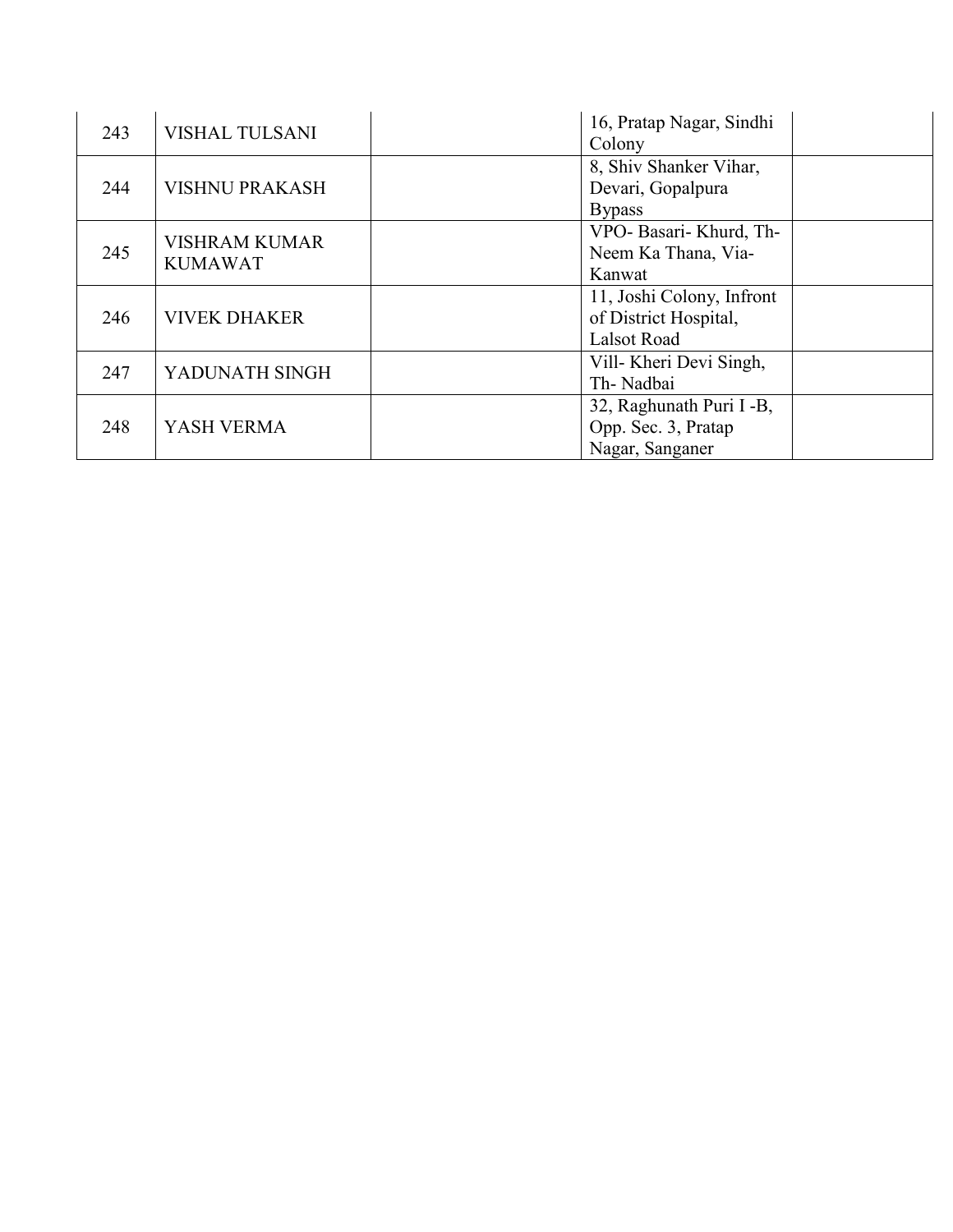| | | | | |
|---|---|---|---|---|
| 243 | VISHAL TULSANI | | 16, Pratap Nagar, Sindhi Colony | |
| 244 | VISHNU PRAKASH | | 8, Shiv Shanker Vihar, Devari, Gopalpura Bypass | |
| 245 | VISHRAM KUMAR KUMAWAT | | VPO- Basari- Khurd, Th- Neem Ka Thana, Via- Kanwat | |
| 246 | VIVEK DHAKER | | 11, Joshi Colony, Infront of District Hospital, Lalsot Road | |
| 247 | YADUNATH SINGH | | Vill- Kheri Devi Singh, Th- Nadbai | |
| 248 | YASH VERMA | | 32, Raghunath Puri I -B, Opp. Sec. 3, Pratap Nagar, Sanganer | |